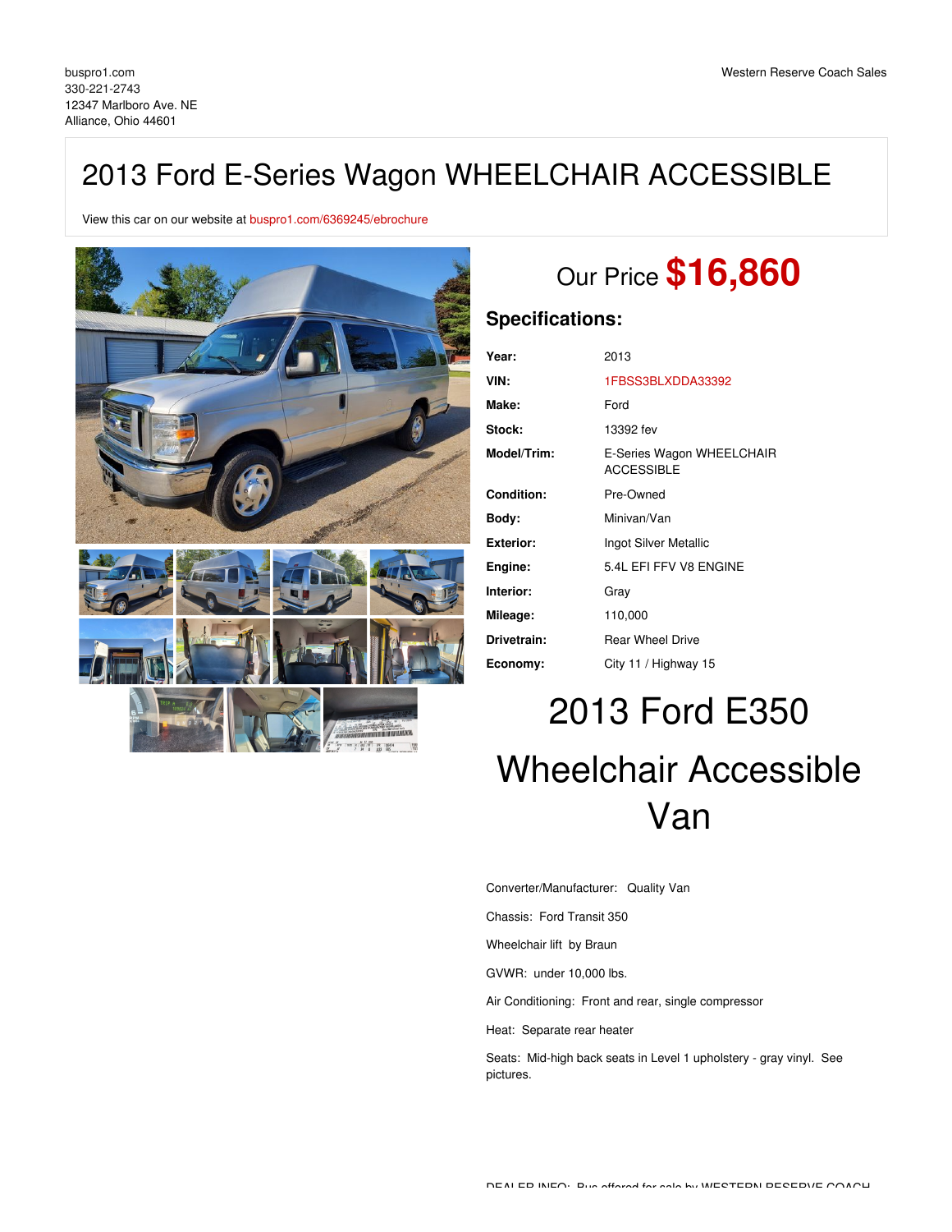buspro1.com
330-221-2743
12347 Marlboro Ave. NE
Alliance, Ohio 44601

Western Reserve Coach Sales

# 2013 Ford E-Series Wagon WHEELCHAIR ACCESSIBLE

View this car on our website at buspro1.com/6369245/ebrochure

## Our Price **$16,860**

## Specifications:

| | |
|---|---|
| **Year:** | 2013 |
| **VIN:** | 1FBSS3BLXDDA33392 |
| **Make:** | Ford |
| **Stock:** | 13392 fev |
| **Model/Trim:** | E-Series Wagon WHEELCHAIR ACCESSIBLE |
| **Condition:** | Pre-Owned |
| **Body:** | Minivan/Van |
| **Exterior:** | Ingot Silver Metallic |
| **Engine:** | 5.4L EFI FFV V8 ENGINE |
| **Interior:** | Gray |
| **Mileage:** | 110,000 |
| **Drivetrain:** | Rear Wheel Drive |
| **Economy:** | City 11 / Highway 15 |

# 2013 Ford E350 Wheelchair Accessible Van

Converter/Manufacturer: Quality Van

Chassis: Ford Transit 350

Wheelchair lift by Braun

GVWR: under 10,000 lbs.

Air Conditioning: Front and rear, single compressor

Heat: Separate rear heater

Seats: Mid-high back seats in Level 1 upholstery - gray vinyl. See pictures.

DEALER INFO: Bus offered for sale by WESTERN RESERVE COACH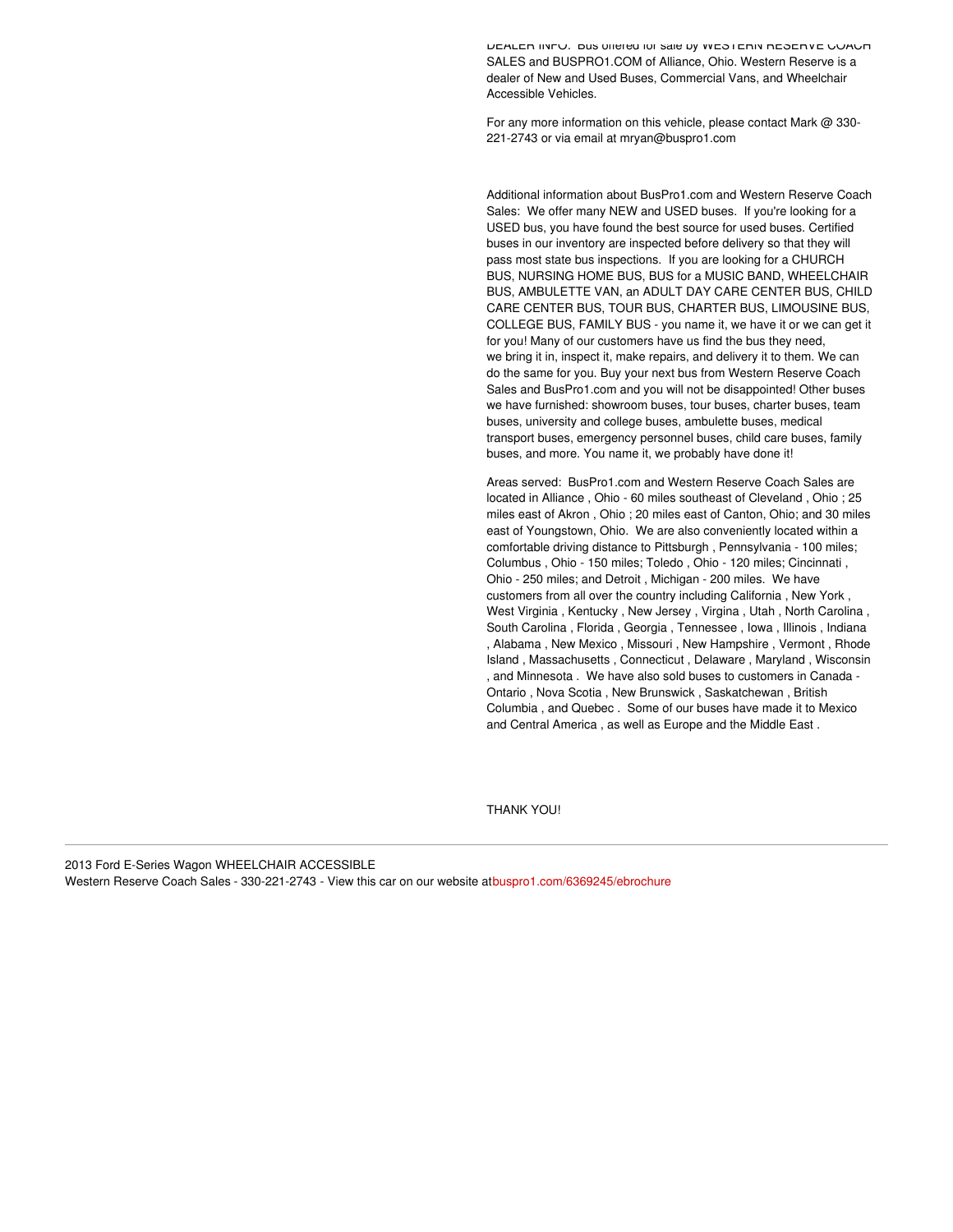DEALER INFO: Bus offered for sale by WESTERN RESERVE COACH SALES and BUSPRO1.COM of Alliance, Ohio. Western Reserve is a dealer of New and Used Buses, Commercial Vans, and Wheelchair Accessible Vehicles.

For any more information on this vehicle, please contact Mark @ 330-221-2743 or via email at mryan@buspro1.com

Additional information about BusPro1.com and Western Reserve Coach Sales: We offer many NEW and USED buses. If you're looking for a USED bus, you have found the best source for used buses. Certified buses in our inventory are inspected before delivery so that they will pass most state bus inspections. If you are looking for a CHURCH BUS, NURSING HOME BUS, BUS for a MUSIC BAND, WHEELCHAIR BUS, AMBULETTE VAN, an ADULT DAY CARE CENTER BUS, CHILD CARE CENTER BUS, TOUR BUS, CHARTER BUS, LIMOUSINE BUS, COLLEGE BUS, FAMILY BUS - you name it, we have it or we can get it for you! Many of our customers have us find the bus they need, we bring it in, inspect it, make repairs, and delivery it to them. We can do the same for you. Buy your next bus from Western Reserve Coach Sales and BusPro1.com and you will not be disappointed! Other buses we have furnished: showroom buses, tour buses, charter buses, team buses, university and college buses, ambulette buses, medical transport buses, emergency personnel buses, child care buses, family buses, and more. You name it, we probably have done it!

Areas served: BusPro1.com and Western Reserve Coach Sales are located in Alliance , Ohio - 60 miles southeast of Cleveland , Ohio ; 25 miles east of Akron , Ohio ; 20 miles east of Canton, Ohio; and 30 miles east of Youngstown, Ohio. We are also conveniently located within a comfortable driving distance to Pittsburgh , Pennsylvania - 100 miles; Columbus , Ohio - 150 miles; Toledo , Ohio - 120 miles; Cincinnati , Ohio - 250 miles; and Detroit , Michigan - 200 miles. We have customers from all over the country including California , New York , West Virginia , Kentucky , New Jersey , Virgina , Utah , North Carolina , South Carolina , Florida , Georgia , Tennessee , Iowa , Illinois , Indiana , Alabama , New Mexico , Missouri , New Hampshire , Vermont , Rhode Island , Massachusetts , Connecticut , Delaware , Maryland , Wisconsin , and Minnesota . We have also sold buses to customers in Canada - Ontario , Nova Scotia , New Brunswick , Saskatchewan , British Columbia , and Quebec . Some of our buses have made it to Mexico and Central America , as well as Europe and the Middle East .

THANK YOU!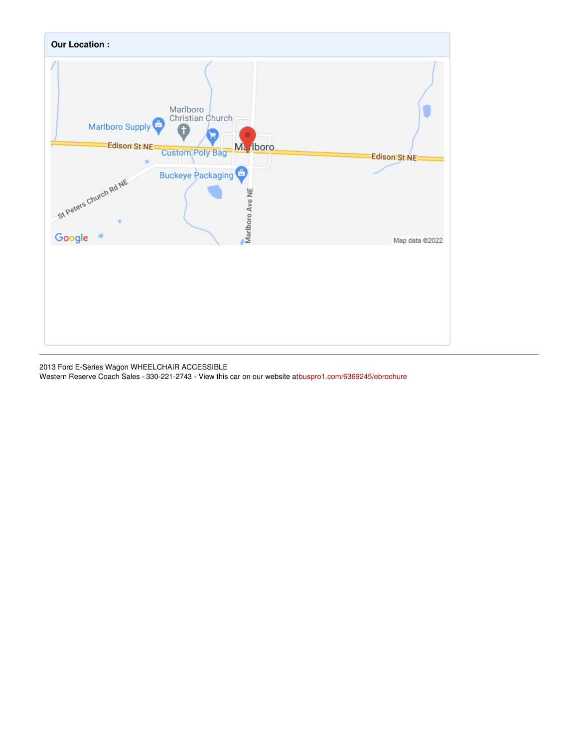**Our Location :**

2013 Ford E-Series Wagon WHEELCHAIR ACCESSIBLE
Western Reserve Coach Sales - 330-221-2743 - View this car on our website atbuspro1.com/6369245/ebrochure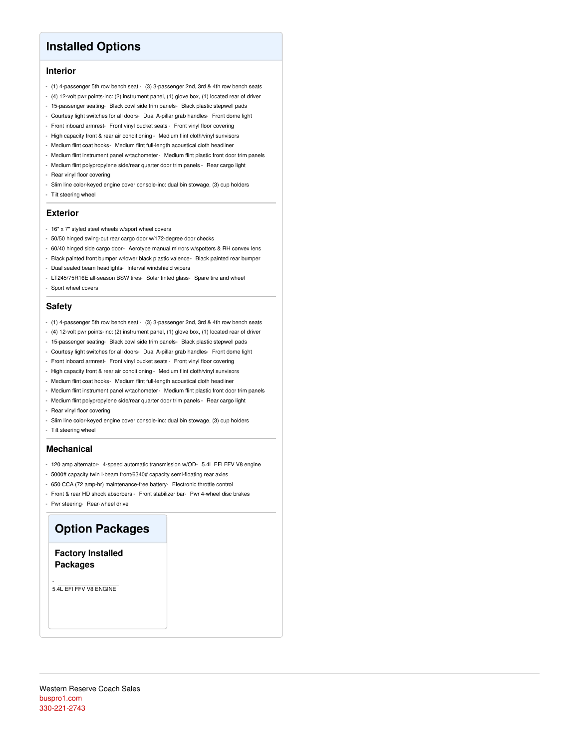# Installed Options

## Interior

- (1) 4-passenger 5th row bench seat - (3) 3-passenger 2nd, 3rd & 4th row bench seats
- (4) 12-volt pwr points-inc: (2) instrument panel, (1) glove box, (1) located rear of driver
- 15-passenger seating- Black cowl side trim panels- Black plastic stepwell pads
- Courtesy light switches for all doors- Dual A-pillar grab handles- Front dome light
- Front inboard armrest- Front vinyl bucket seats - Front vinyl floor covering
- High capacity front & rear air conditioning - Medium flint cloth/vinyl sunvisors
- Medium flint coat hooks- Medium flint full-length acoustical cloth headliner
- Medium flint instrument panel w/tachometer - Medium flint plastic front door trim panels
- Medium flint polypropylene side/rear quarter door trim panels - Rear cargo light
- Rear vinyl floor covering
- Slim line color-keyed engine cover console-inc: dual bin stowage, (3) cup holders
- Tilt steering wheel

## Exterior

- 16" x 7" styled steel wheels w/sport wheel covers
- 50/50 hinged swing-out rear cargo door w/172-degree door checks
- 60/40 hinged side cargo door- Aerotype manual mirrors w/spotters & RH convex lens
- Black painted front bumper w/lower black plastic valence- Black painted rear bumper
- Dual sealed beam headlights- Interval windshield wipers
- LT245/75R16E all-season BSW tires- Solar tinted glass- Spare tire and wheel
- Sport wheel covers

## Safety

- (1) 4-passenger 5th row bench seat - (3) 3-passenger 2nd, 3rd & 4th row bench seats
- (4) 12-volt pwr points-inc: (2) instrument panel, (1) glove box, (1) located rear of driver
- 15-passenger seating- Black cowl side trim panels- Black plastic stepwell pads
- Courtesy light switches for all doors- Dual A-pillar grab handles- Front dome light
- Front inboard armrest- Front vinyl bucket seats - Front vinyl floor covering
- High capacity front & rear air conditioning - Medium flint cloth/vinyl sunvisors
- Medium flint coat hooks- Medium flint full-length acoustical cloth headliner
- Medium flint instrument panel w/tachometer - Medium flint plastic front door trim panels
- Medium flint polypropylene side/rear quarter door trim panels - Rear cargo light
- Rear vinyl floor covering
- Slim line color-keyed engine cover console-inc: dual bin stowage, (3) cup holders
- Tilt steering wheel

## Mechanical

- 120 amp alternator- 4-speed automatic transmission w/OD- 5.4L EFI FFV V8 engine
- 5000# capacity twin I-beam front/6340# capacity semi-floating rear axles
- 650 CCA (72 amp-hr) maintenance-free battery- Electronic throttle control
- Front & rear HD shock absorbers - Front stabilizer bar- Pwr 4-wheel disc brakes
- Pwr steering- Rear-wheel drive

# Option Packages

## Factory Installed Packages

- 5.4L EFI FFV V8 ENGINE

Western Reserve Coach Sales
buspro1.com
330-221-2743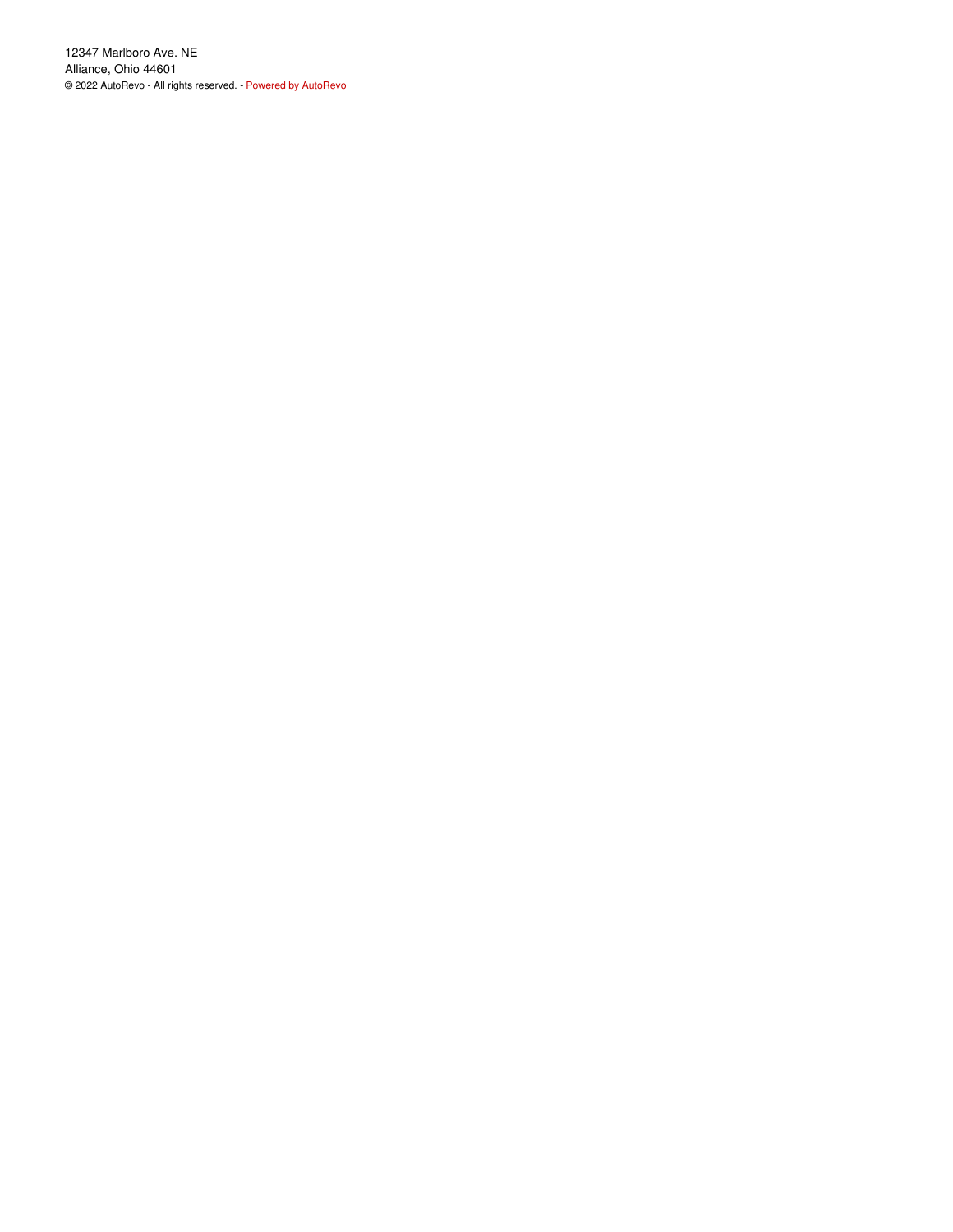12347 Marlboro Ave. NE
Alliance, Ohio 44601
© 2022 AutoRevo - All rights reserved. - Powered by AutoRevo